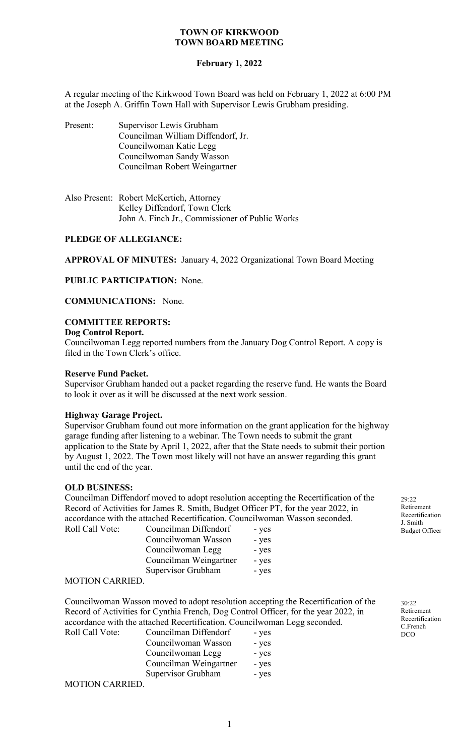# TOWN OF KIRKWOOD
# TOWN BOARD MEETING

**February 1, 2022**

A regular meeting of the Kirkwood Town Board was held on February 1, 2022 at 6:00 PM at the Joseph A. Griffin Town Hall with Supervisor Lewis Grubham presiding.

Present: Supervisor Lewis Grubham
Councilman William Diffendorf, Jr.
Councilwoman Katie Legg
Councilwoman Sandy Wasson
Councilman Robert Weingartner

Also Present: Robert McKertich, Attorney
Kelley Diffendorf, Town Clerk
John A. Finch Jr., Commissioner of Public Works

**PLEDGE OF ALLEGIANCE:**

**APPROVAL OF MINUTES:** January 4, 2022 Organizational Town Board Meeting

**PUBLIC PARTICIPATION:** None.

**COMMUNICATIONS:** None.

**COMMITTEE REPORTS:**

**Dog Control Report.**

Councilwoman Legg reported numbers from the January Dog Control Report. A copy is filed in the Town Clerk's office.

**Reserve Fund Packet.**

Supervisor Grubham handed out a packet regarding the reserve fund. He wants the Board to look it over as it will be discussed at the next work session.

**Highway Garage Project.**

Supervisor Grubham found out more information on the grant application for the highway garage funding after listening to a webinar. The Town needs to submit the grant application to the State by April 1, 2022, after that the State needs to submit their portion by August 1, 2022. The Town most likely will not have an answer regarding this grant until the end of the year.

**OLD BUSINESS:**

*29:22 Retirement Recertification J. Smith Budget Officer*

Councilman Diffendorf moved to adopt resolution accepting the Recertification of the Record of Activities for James R. Smith, Budget Officer PT, for the year 2022, in accordance with the attached Recertification. Councilwoman Wasson seconded.

Roll Call Vote:
Councilman Diffendorf - yes
Councilwoman Wasson - yes
Councilwoman Legg - yes
Councilman Weingartner - yes
Supervisor Grubham - yes

MOTION CARRIED.

*30:22 Retirement Recertification C.French DCO*

Councilwoman Wasson moved to adopt resolution accepting the Recertification of the Record of Activities for Cynthia French, Dog Control Officer, for the year 2022, in accordance with the attached Recertification. Councilwoman Legg seconded.

Roll Call Vote:
Councilman Diffendorf - yes
Councilwoman Wasson - yes
Councilwoman Legg - yes
Councilman Weingartner - yes
Supervisor Grubham - yes

MOTION CARRIED.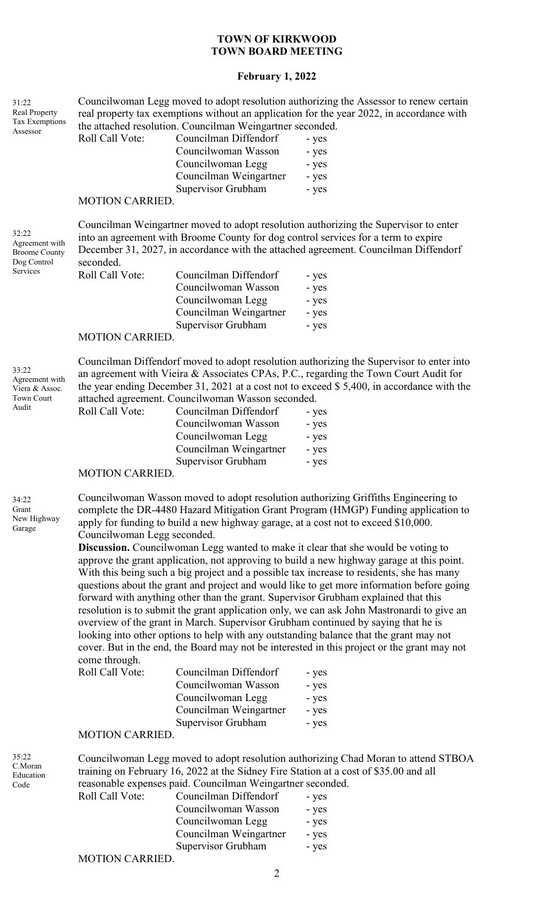# TOWN OF KIRKWOOD
## TOWN BOARD MEETING

### February 1, 2022

**31:22 Real Property Tax Exemptions Assessor**

Councilwoman Legg moved to adopt resolution authorizing the Assessor to renew certain real property tax exemptions without an application for the year 2022, in accordance with the attached resolution. Councilman Weingartner seconded.

| Roll Call Vote: | Councilman Diffendorf | - yes |
|---|---|---|
| | Councilwoman Wasson | - yes |
| | Councilwoman Legg | - yes |
| | Councilman Weingartner | - yes |
| | Supervisor Grubham | - yes |

MOTION CARRIED.

**32:22 Agreement with Broome County Dog Control Services**

Councilman Weingartner moved to adopt resolution authorizing the Supervisor to enter into an agreement with Broome County for dog control services for a term to expire December 31, 2027, in accordance with the attached agreement. Councilman Diffendorf seconded.

| Roll Call Vote: | Councilman Diffendorf | - yes |
|---|---|---|
| | Councilwoman Wasson | - yes |
| | Councilwoman Legg | - yes |
| | Councilman Weingartner | - yes |
| | Supervisor Grubham | - yes |

MOTION CARRIED.

**33:22 Agreement with Viera & Assoc. Town Court Audit**

Councilman Diffendorf moved to adopt resolution authorizing the Supervisor to enter into an agreement with Vieira & Associates CPAs, P.C., regarding the Town Court Audit for the year ending December 31, 2021 at a cost not to exceed $ 5,400, in accordance with the attached agreement. Councilwoman Wasson seconded.

| Roll Call Vote: | Councilman Diffendorf | - yes |
|---|---|---|
| | Councilwoman Wasson | - yes |
| | Councilwoman Legg | - yes |
| | Councilman Weingartner | - yes |
| | Supervisor Grubham | - yes |

MOTION CARRIED.

**34:22 Grant New Highway Garage**

Councilwoman Wasson moved to adopt resolution authorizing Griffiths Engineering to complete the DR-4480 Hazard Mitigation Grant Program (HMGP) Funding application to apply for funding to build a new highway garage, at a cost not to exceed $10,000. Councilwoman Legg seconded.

**Discussion.** Councilwoman Legg wanted to make it clear that she would be voting to approve the grant application, not approving to build a new highway garage at this point. With this being such a big project and a possible tax increase to residents, she has many questions about the grant and project and would like to get more information before going forward with anything other than the grant. Supervisor Grubham explained that this resolution is to submit the grant application only, we can ask John Mastronardi to give an overview of the grant in March. Supervisor Grubham continued by saying that he is looking into other options to help with any outstanding balance that the grant may not cover. But in the end, the Board may not be interested in this project or the grant may not come through.

| Roll Call Vote: | Councilman Diffendorf | - yes |
|---|---|---|
| | Councilwoman Wasson | - yes |
| | Councilwoman Legg | - yes |
| | Councilman Weingartner | - yes |
| | Supervisor Grubham | - yes |

MOTION CARRIED.

**35:22 C.Moran Education Code**

Councilwoman Legg moved to adopt resolution authorizing Chad Moran to attend STBOA training on February 16, 2022 at the Sidney Fire Station at a cost of $35.00 and all reasonable expenses paid. Councilman Weingartner seconded.

| Roll Call Vote: | Councilman Diffendorf | - yes |
|---|---|---|
| | Councilwoman Wasson | - yes |
| | Councilwoman Legg | - yes |
| | Councilman Weingartner | - yes |
| | Supervisor Grubham | - yes |

MOTION CARRIED.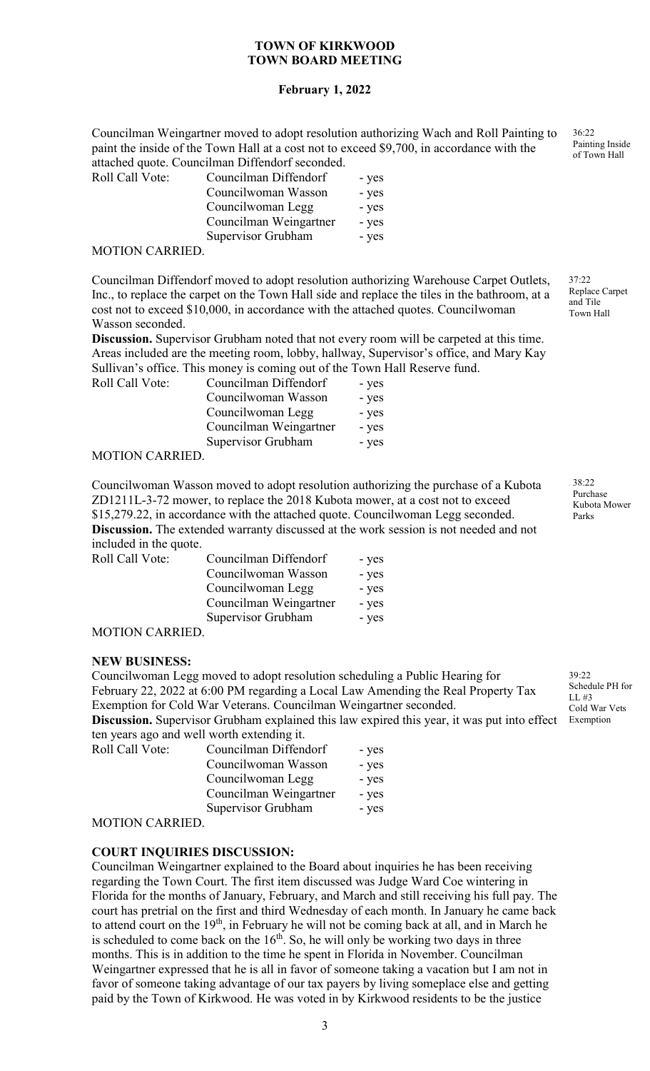Councilman Weingartner moved to adopt resolution authorizing Wach and Roll Painting to paint the inside of the Town Hall at a cost not to exceed $9,700, in accordance with the attached quote. Councilman Diffendorf seconded.

36:22 Painting Inside of Town Hall

| Roll Call Vote: | Councilman Diffendorf | - yes |
|---|---|---|
| | Councilwoman Wasson | - yes |
| | Councilwoman Legg | - yes |
| | Councilman Weingartner | - yes |
| | Supervisor Grubham | - yes |

MOTION CARRIED.

Councilman Diffendorf moved to adopt resolution authorizing Warehouse Carpet Outlets, Inc., to replace the carpet on the Town Hall side and replace the tiles in the bathroom, at a cost not to exceed $10,000, in accordance with the attached quotes. Councilwoman Wasson seconded.

37:22 Replace Carpet and Tile Town Hall

**Discussion.** Supervisor Grubham noted that not every room will be carpeted at this time. Areas included are the meeting room, lobby, hallway, Supervisor's office, and Mary Kay Sullivan's office. This money is coming out of the Town Hall Reserve fund.

| Roll Call Vote: | Councilman Diffendorf | - yes |
|---|---|---|
| | Councilwoman Wasson | - yes |
| | Councilwoman Legg | - yes |
| | Councilman Weingartner | - yes |
| | Supervisor Grubham | - yes |

MOTION CARRIED.

Councilwoman Wasson moved to adopt resolution authorizing the purchase of a Kubota ZD1211L-3-72 mower, to replace the 2018 Kubota mower, at a cost not to exceed $15,279.22, in accordance with the attached quote. Councilwoman Legg seconded.

38:22 Purchase Kubota Mower Parks

**Discussion.** The extended warranty discussed at the work session is not needed and not included in the quote.

| Roll Call Vote: | Councilman Diffendorf | - yes |
|---|---|---|
| | Councilwoman Wasson | - yes |
| | Councilwoman Legg | - yes |
| | Councilman Weingartner | - yes |
| | Supervisor Grubham | - yes |

MOTION CARRIED.

**NEW BUSINESS:**

Councilwoman Legg moved to adopt resolution scheduling a Public Hearing for February 22, 2022 at 6:00 PM regarding a Local Law Amending the Real Property Tax Exemption for Cold War Veterans. Councilman Weingartner seconded.

39:22 Schedule PH for LL #3 Cold War Vets Exemption

**Discussion.** Supervisor Grubham explained this law expired this year, it was put into effect ten years ago and well worth extending it.

| Roll Call Vote: | Councilman Diffendorf | - yes |
|---|---|---|
| | Councilwoman Wasson | - yes |
| | Councilwoman Legg | - yes |
| | Councilman Weingartner | - yes |
| | Supervisor Grubham | - yes |

MOTION CARRIED.

**COURT INQUIRIES DISCUSSION:**

Councilman Weingartner explained to the Board about inquiries he has been receiving regarding the Town Court. The first item discussed was Judge Ward Coe wintering in Florida for the months of January, February, and March and still receiving his full pay. The court has pretrial on the first and third Wednesday of each month. In January he came back to attend court on the 19th, in February he will not be coming back at all, and in March he is scheduled to come back on the 16th. So, he will only be working two days in three months. This is in addition to the time he spent in Florida in November. Councilman Weingartner expressed that he is all in favor of someone taking a vacation but I am not in favor of someone taking advantage of our tax payers by living someplace else and getting paid by the Town of Kirkwood. He was voted in by Kirkwood residents to be the justice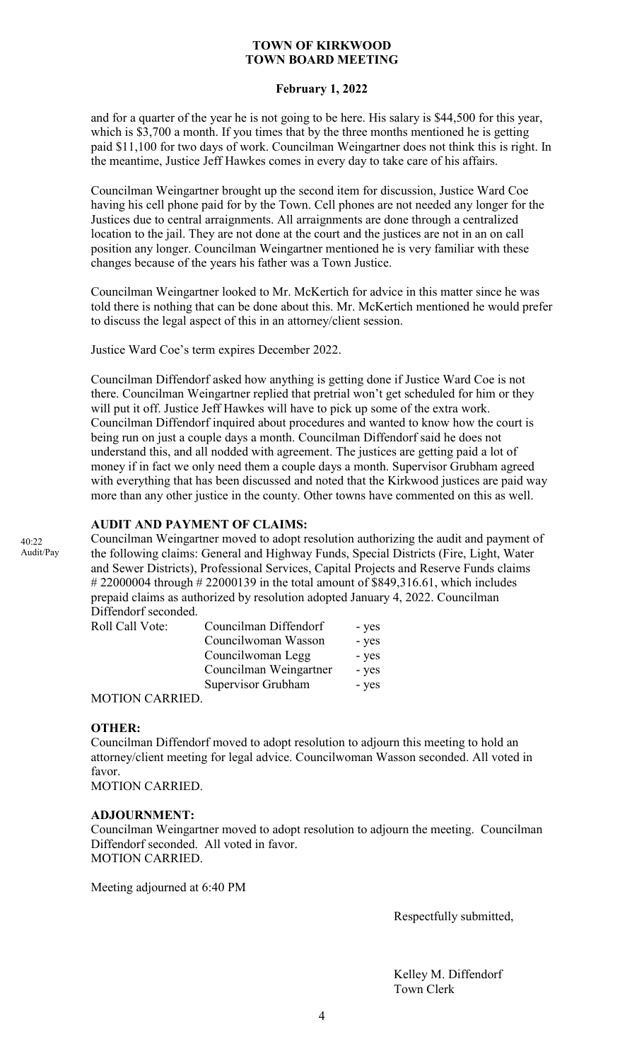and for a quarter of the year he is not going to be here. His salary is $44,500 for this year, which is $3,700 a month. If you times that by the three months mentioned he is getting paid $11,100 for two days of work. Councilman Weingartner does not think this is right. In the meantime, Justice Jeff Hawkes comes in every day to take care of his affairs.

Councilman Weingartner brought up the second item for discussion, Justice Ward Coe having his cell phone paid for by the Town. Cell phones are not needed any longer for the Justices due to central arraignments. All arraignments are done through a centralized location to the jail. They are not done at the court and the justices are not in an on call position any longer. Councilman Weingartner mentioned he is very familiar with these changes because of the years his father was a Town Justice.

Councilman Weingartner looked to Mr. McKertich for advice in this matter since he was told there is nothing that can be done about this. Mr. McKertich mentioned he would prefer to discuss the legal aspect of this in an attorney/client session.

Justice Ward Coe's term expires December 2022.

Councilman Diffendorf asked how anything is getting done if Justice Ward Coe is not there. Councilman Weingartner replied that pretrial won't get scheduled for him or they will put it off. Justice Jeff Hawkes will have to pick up some of the extra work. Councilman Diffendorf inquired about procedures and wanted to know how the court is being run on just a couple days a month. Councilman Diffendorf said he does not understand this, and all nodded with agreement. The justices are getting paid a lot of money if in fact we only need them a couple days a month. Supervisor Grubham agreed with everything that has been discussed and noted that the Kirkwood justices are paid way more than any other justice in the county. Other towns have commented on this as well.

**AUDIT AND PAYMENT OF CLAIMS:**

40:22 Audit/Pay

Councilman Weingartner moved to adopt resolution authorizing the audit and payment of the following claims: General and Highway Funds, Special Districts (Fire, Light, Water and Sewer Districts), Professional Services, Capital Projects and Reserve Funds claims # 22000004 through # 22000139 in the total amount of $849,316.61, which includes prepaid claims as authorized by resolution adopted January 4, 2022. Councilman Diffendorf seconded.

| Roll Call Vote: | Councilman Diffendorf | - yes |
|---|---|---|
| | Councilwoman Wasson | - yes |
| | Councilwoman Legg | - yes |
| | Councilman Weingartner | - yes |
| | Supervisor Grubham | - yes |

MOTION CARRIED.

**OTHER:**

Councilman Diffendorf moved to adopt resolution to adjourn this meeting to hold an attorney/client meeting for legal advice. Councilwoman Wasson seconded. All voted in favor.

MOTION CARRIED.

**ADJOURNMENT:**

Councilman Weingartner moved to adopt resolution to adjourn the meeting. Councilman Diffendorf seconded. All voted in favor.

MOTION CARRIED.

Meeting adjourned at 6:40 PM

Respectfully submitted,

Kelley M. Diffendorf
Town Clerk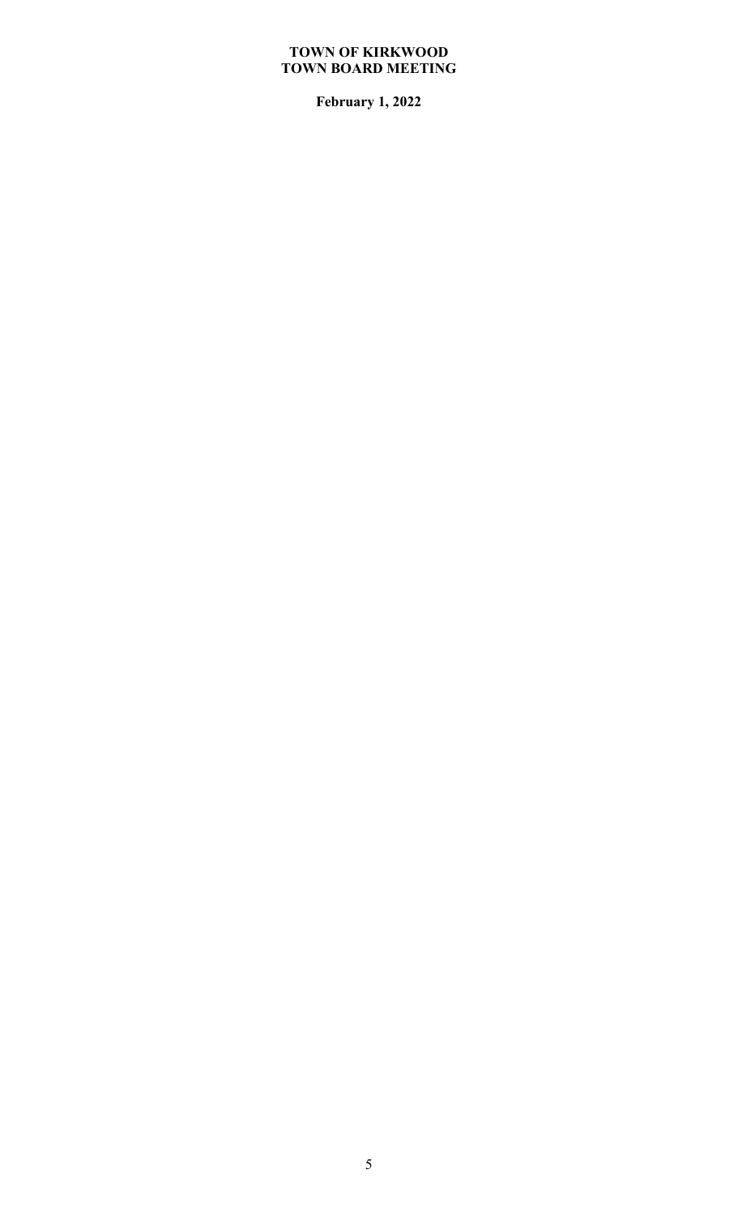**TOWN OF KIRKWOOD**
**TOWN BOARD MEETING**

**February 1, 2022**